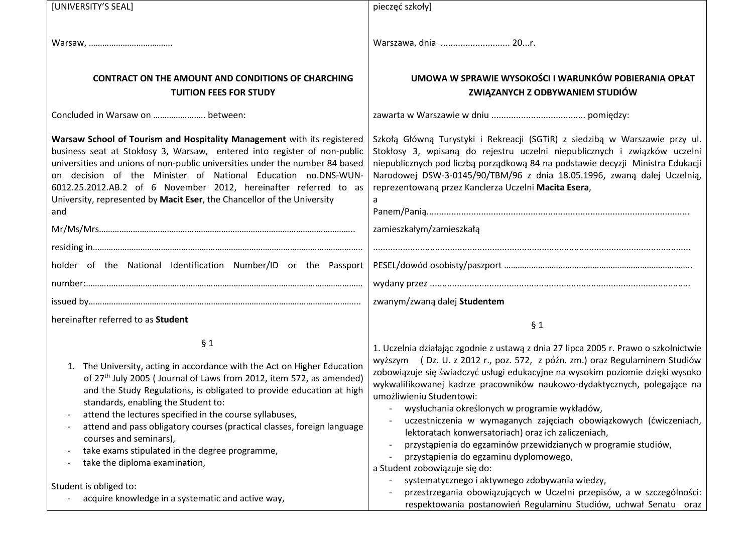[UNIVERSITY'S SEAL]

Warsaw, ……………………………….

**CONTRACT ON THE AMOUNT AND CONDITIONS OF CHARCHING TUITION FEES FOR STUDY**

Concluded in Warsaw on ………………….. between:

**Warsaw School of Tourism and Hospitality Management** with its registered business seat at Stokłosy 3, Warsaw, entered into register of non-public universities and unions of non-public universities under the number 84 based on decision of the Minister of National Education no.DNS-WUN-6012.25.2012.AB.2 of 6 November 2012, hereinafter referred to as University, represented by **Macit Eser**, the Chancellor of the University

and

Mr/Ms/Mrs…………………………………………………………………………………………………..

residing in…………………………………………………………………………………………………….

holder of the National Identification Number/ID or the Passport number:……………………………………………………………………………………………………

issued by……………………………………………………………………………………………………..

hereinafter referred to as **Student**

§ 1

1. The University, acting in accordance with the Act on Higher Education of 27th July 2005 ( Journal of Laws from 2012, item 572, as amended) and the Study Regulations, is obligated to provide education at high standards, enabling the Student to:
   - attend the lectures specified in the course syllabuses,
   - attend and pass obligatory courses (practical classes, foreign language courses and seminars),
   - take exams stipulated in the degree programme,
   - take the diploma examination,

Student is obliged to:

- acquire knowledge in a systematic and active way,

---

pieczęć szkoły]

Warszawa, dnia ............................ 20...r.

**UMOWA W SPRAWIE WYSOKOŚCI I WARUNKÓW POBIERANIA OPŁAT ZWIĄZANYCH Z ODBYWANIEM STUDIÓW**

zawarta w Warszawie w dniu ...................................... pomiędzy:

Szkołą Główną Turystyki i Rekreacji (SGTiR) z siedzibą w Warszawie przy ul. Stokłosy 3, wpisaną do rejestru uczelni niepublicznych i związków uczelni niepublicznych pod liczbą porządkową 84 na podstawie decyzji Ministra Edukacji Narodowej DSW-3-0145/90/TBM/96 z dnia 18.05.1996, zwaną dalej Uczelnią, reprezentowaną przez Kanclerza Uczelni **Macita Esera**,

a

Panem/Panią.........................................................................................................

zamieszkałym/zamieszkałą

..............................................................................................................................

PESEL/dowód osobisty/paszport ……………………………………………………………………….

wydany przez .........................................................................................................

zwanym/zwaną dalej **Studentem**

§ 1

1. Uczelnia działając zgodnie z ustawą z dnia 27 lipca 2005 r. Prawo o szkolnictwie wyższym ( Dz. U. z 2012 r., poz. 572, z późn. zm.) oraz Regulaminem Studiów zobowiązuje się świadczyć usługi edukacyjne na wysokim poziomie dzięki wysoko wykwalifikowanej kadrze pracowników naukowo-dydaktycznych, polegające na umożliwieniu Studentowi:
   - wysłuchania określonych w programie wykładów,
   - uczestniczenia w wymaganych zajęciach obowiązkowych (ćwiczeniach, lektoratach konwersatoriach) oraz ich zaliczeniach,
   - przystąpienia do egzaminów przewidzianych w programie studiów,
   - przystąpienia do egzaminu dyplomowego,

a Student zobowiązuje się do:

- systematycznego i aktywnego zdobywania wiedzy,
- przestrzegania obowiązujących w Uczelni przepisów, a w szczególności: respektowania postanowień Regulaminu Studiów, uchwał Senatu oraz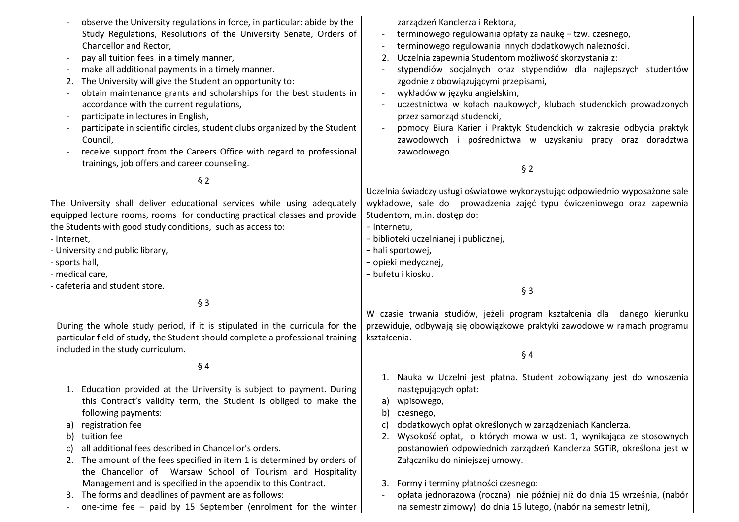- observe the University regulations in force, in particular: abide by the Study Regulations, Resolutions of the University Senate, Orders of Chancellor and Rector,
- pay all tuition fees in a timely manner,
- make all additional payments in a timely manner.

2. The University will give the Student an opportunity to:

- obtain maintenance grants and scholarships for the best students in accordance with the current regulations,
- participate in lectures in English,
- participate in scientific circles, student clubs organized by the Student Council,
- receive support from the Careers Office with regard to professional trainings, job offers and career counseling.

§ 2

The University shall deliver educational services while using adequately equipped lecture rooms, rooms for conducting practical classes and provide the Students with good study conditions, such as access to:

- Internet,
- University and public library,
- sports hall,
- medical care,
- cafeteria and student store.

§ 3

During the whole study period, if it is stipulated in the curricula for the particular field of study, the Student should complete a professional training included in the study curriculum.

§ 4

1. Education provided at the University is subject to payment. During this Contract's validity term, the Student is obliged to make the following payments:

a) registration fee
b) tuition fee
c) all additional fees described in Chancellor's orders.

2. The amount of the fees specified in item 1 is determined by orders of the Chancellor of Warsaw School of Tourism and Hospitality Management and is specified in the appendix to this Contract.
3. The forms and deadlines of payment are as follows:

- one-time fee – paid by 15 September (enrolment for the winter

zarządzeń Kanclerza i Rektora,

- terminowego regulowania opłaty za naukę – tzw. czesnego,
- terminowego regulowania innych dodatkowych należności.

2. Uczelnia zapewnia Studentom możliwość skorzystania z:

- stypendiów socjalnych oraz stypendiów dla najlepszych studentów zgodnie z obowiązującymi przepisami,
- wykładów w języku angielskim,
- uczestnictwa w kołach naukowych, klubach studenckich prowadzonych przez samorząd studencki,
- pomocy Biura Karier i Praktyk Studenckich w zakresie odbycia praktyk zawodowych i pośrednictwa w uzyskaniu pracy oraz doradztwa zawodowego.

§ 2

Uczelnia świadczy usługi oświatowe wykorzystując odpowiednio wyposażone sale wykładowe, sale do prowadzenia zajęć typu ćwiczeniowego oraz zapewnia Studentom, m.in. dostęp do:

- Internetu,
- biblioteki uczelnianej i publicznej,
- hali sportowej,
- opieki medycznej,
- bufetu i kiosku.

§ 3

W czasie trwania studiów, jeżeli program kształcenia dla danego kierunku przewiduje, odbywają się obowiązkowe praktyki zawodowe w ramach programu kształcenia.

§ 4

1. Nauka w Uczelni jest płatna. Student zobowiązany jest do wnoszenia następujących opłat:

a) wpisowego,
b) czesnego,
c) dodatkowych opłat określonych w zarządzeniach Kanclerza.

2. Wysokość opłat, o których mowa w ust. 1, wynikająca ze stosownych postanowień odpowiednich zarządzeń Kanclerza SGTiR, określona jest w Załączniku do niniejszej umowy.
3. Formy i terminy płatności czesnego:

- opłata jednorazowa (roczna) nie później niż do dnia 15 września, (nabór na semestr zimowy) do dnia 15 lutego, (nabór na semestr letni),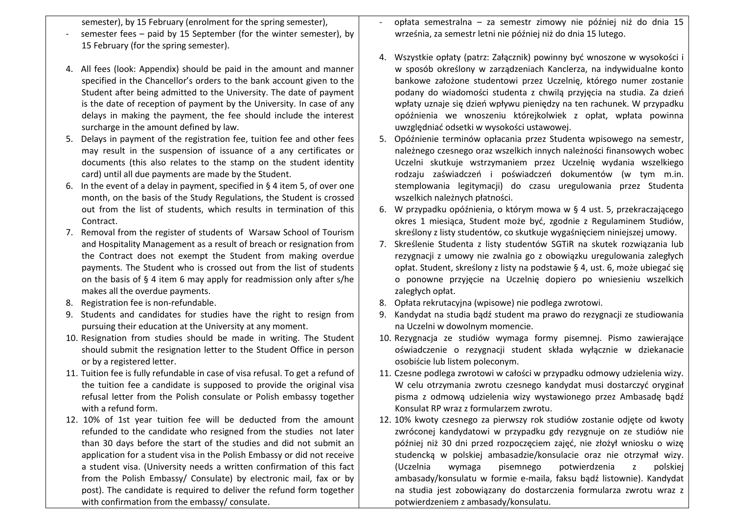semester), by 15 February (enrolment for the spring semester),

- semester fees – paid by 15 September (for the winter semester), by 15 February (for the spring semester).

4. All fees (look: Appendix) should be paid in the amount and manner specified in the Chancellor's orders to the bank account given to the Student after being admitted to the University. The date of payment is the date of reception of payment by the University. In case of any delays in making the payment, the fee should include the interest surcharge in the amount defined by law.
5. Delays in payment of the registration fee, tuition fee and other fees may result in the suspension of issuance of a any certificates or documents (this also relates to the stamp on the student identity card) until all due payments are made by the Student.
6. In the event of a delay in payment, specified in § 4 item 5, of over one month, on the basis of the Study Regulations, the Student is crossed out from the list of students, which results in termination of this Contract.
7. Removal from the register of students of Warsaw School of Tourism and Hospitality Management as a result of breach or resignation from the Contract does not exempt the Student from making overdue payments. The Student who is crossed out from the list of students on the basis of § 4 item 6 may apply for readmission only after s/he makes all the overdue payments.
8. Registration fee is non-refundable.
9. Students and candidates for studies have the right to resign from pursuing their education at the University at any moment.
10. Resignation from studies should be made in writing. The Student should submit the resignation letter to the Student Office in person or by a registered letter.
11. Tuition fee is fully refundable in case of visa refusal. To get a refund of the tuition fee a candidate is supposed to provide the original visa refusal letter from the Polish consulate or Polish embassy together with a refund form.
12. 10% of 1st year tuition fee will be deducted from the amount refunded to the candidate who resigned from the studies not later than 30 days before the start of the studies and did not submit an application for a student visa in the Polish Embassy or did not receive a student visa. (University needs a written confirmation of this fact from the Polish Embassy/ Consulate) by electronic mail, fax or by post). The candidate is required to deliver the refund form together with confirmation from the embassy/ consulate.

- opłata semestralna – za semestr zimowy nie później niż do dnia 15 września, za semestr letni nie później niż do dnia 15 lutego.

4. Wszystkie opłaty (patrz: Załącznik) powinny być wnoszone w wysokości i w sposób określony w zarządzeniach Kanclerza, na indywidualne konto bankowe założone studentowi przez Uczelnię, którego numer zostanie podany do wiadomości studenta z chwilą przyjęcia na studia. Za dzień wpłaty uznaje się dzień wpływu pieniędzy na ten rachunek. W przypadku opóźnienia we wnoszeniu którejkolwiek z opłat, wpłata powinna uwzględniać odsetki w wysokości ustawowej.
5. Opóźnienie terminów opłacania przez Studenta wpisowego na semestr, należnego czesnego oraz wszelkich innych należności finansowych wobec Uczelni skutkuje wstrzymaniem przez Uczelnię wydania wszelkiego rodzaju zaświadczeń i poświadczeń dokumentów (w tym m.in. stemplowania legitymacji) do czasu uregulowania przez Studenta wszelkich należnych płatności.
6. W przypadku opóźnienia, o którym mowa w § 4 ust. 5, przekraczającego okres 1 miesiąca, Student może być, zgodnie z Regulaminem Studiów, skreślony z listy studentów, co skutkuje wygaśnięciem niniejszej umowy.
7. Skreślenie Studenta z listy studentów SGTiR na skutek rozwiązania lub rezygnacji z umowy nie zwalnia go z obowiązku uregulowania zaległych opłat. Student, skreślony z listy na podstawie § 4, ust. 6, może ubiegać się o ponowne przyjęcie na Uczelnię dopiero po wniesieniu wszelkich zaległych opłat.
8. Opłata rekrutacyjna (wpisowe) nie podlega zwrotowi.
9. Kandydat na studia bądź student ma prawo do rezygnacji ze studiowania na Uczelni w dowolnym momencie.
10. Rezygnacja ze studiów wymaga formy pisemnej. Pismo zawierające oświadczenie o rezygnacji student składa wyłącznie w dziekanacie osobiście lub listem poleconym.
11. Czesne podlega zwrotowi w całości w przypadku odmowy udzielenia wizy. W celu otrzymania zwrotu czesnego kandydat musi dostarczyć oryginał pisma z odmową udzielenia wizy wystawionego przez Ambasadę bądź Konsulat RP wraz z formularzem zwrotu.
12. 10% kwoty czesnego za pierwszy rok studiów zostanie odjęte od kwoty zwróconej kandydatowi w przypadku gdy rezygnuje on ze studiów nie później niż 30 dni przed rozpoczęciem zajęć, nie złożył wniosku o wizę studencką w polskiej ambasadzie/konsulacie oraz nie otrzymał wizy. (Uczelnia wymaga pisemnego potwierdzenia z polskiej ambasady/konsulatu w formie e-maila, faksu bądź listownie). Kandydat na studia jest zobowiązany do dostarczenia formularza zwrotu wraz z potwierdzeniem z ambasady/konsulatu.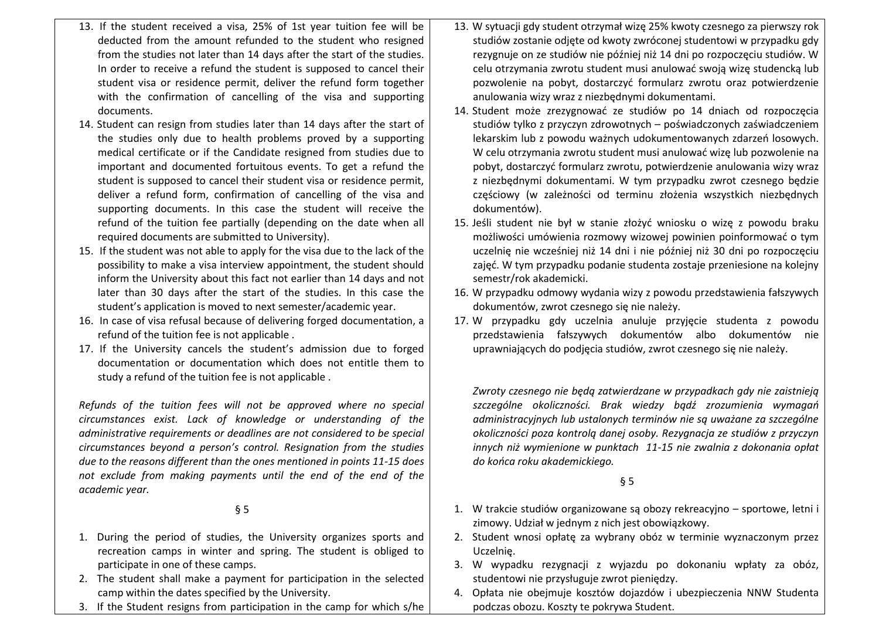13. If the student received a visa, 25% of 1st year tuition fee will be deducted from the amount refunded to the student who resigned from the studies not later than 14 days after the start of the studies. In order to receive a refund the student is supposed to cancel their student visa or residence permit, deliver the refund form together with the confirmation of cancelling of the visa and supporting documents.
14. Student can resign from studies later than 14 days after the start of the studies only due to health problems proved by a supporting medical certificate or if the Candidate resigned from studies due to important and documented fortuitous events. To get a refund the student is supposed to cancel their student visa or residence permit, deliver a refund form, confirmation of cancelling of the visa and supporting documents. In this case the student will receive the refund of the tuition fee partially (depending on the date when all required documents are submitted to University).
15. If the student was not able to apply for the visa due to the lack of the possibility to make a visa interview appointment, the student should inform the University about this fact not earlier than 14 days and not later than 30 days after the start of the studies. In this case the student's application is moved to next semester/academic year.
16. In case of visa refusal because of delivering forged documentation, a refund of the tuition fee is not applicable .
17. If the University cancels the student's admission due to forged documentation or documentation which does not entitle them to study a refund of the tuition fee is not applicable .

*Refunds of the tuition fees will not be approved where no special circumstances exist. Lack of knowledge or understanding of the administrative requirements or deadlines are not considered to be special circumstances beyond a person's control. Resignation from the studies due to the reasons different than the ones mentioned in points 11-15 does not exclude from making payments until the end of the end of the academic year.*

§ 5

1. During the period of studies, the University organizes sports and recreation camps in winter and spring. The student is obliged to participate in one of these camps.
2. The student shall make a payment for participation in the selected camp within the dates specified by the University.
3. If the Student resigns from participation in the camp for which s/he

13. W sytuacji gdy student otrzymał wizę 25% kwoty czesnego za pierwszy rok studiów zostanie odjęte od kwoty zwróconej studentowi w przypadku gdy rezygnuje on ze studiów nie później niż 14 dni po rozpoczęciu studiów. W celu otrzymania zwrotu student musi anulować swoją wizę studencką lub pozwolenie na pobyt, dostarczyć formularz zwrotu oraz potwierdzenie anulowania wizy wraz z niezbędnymi dokumentami.
14. Student może zrezygnować ze studiów po 14 dniach od rozpoczęcia studiów tylko z przyczyn zdrowotnych – poświadczonych zaświadczeniem lekarskim lub z powodu ważnych udokumentowanych zdarzeń losowych. W celu otrzymania zwrotu student musi anulować wizę lub pozwolenie na pobyt, dostarczyć formularz zwrotu, potwierdzenie anulowania wizy wraz z niezbędnymi dokumentami. W tym przypadku zwrot czesnego będzie częściowy (w zależności od terminu złożenia wszystkich niezbędnych dokumentów).
15. Jeśli student nie był w stanie złożyć wniosku o wizę z powodu braku możliwości umówienia rozmowy wizowej powinien poinformować o tym uczelnię nie wcześniej niż 14 dni i nie później niż 30 dni po rozpoczęciu zajęć. W tym przypadku podanie studenta zostaje przeniesione na kolejny semestr/rok akademicki.
16. W przypadku odmowy wydania wizy z powodu przedstawienia fałszywych dokumentów, zwrot czesnego się nie należy.
17. W przypadku gdy uczelnia anuluje przyjęcie studenta z powodu przedstawienia fałszywych dokumentów albo dokumentów nie uprawniających do podjęcia studiów, zwrot czesnego się nie należy.

*Zwroty czesnego nie będą zatwierdzane w przypadkach gdy nie zaistnieją szczególne okoliczności. Brak wiedzy bądź zrozumienia wymagań administracyjnych lub ustalonych terminów nie są uważane za szczególne okoliczności poza kontrolą danej osoby. Rezygnacja ze studiów z przyczyn innych niż wymienione w punktach 11-15 nie zwalnia z dokonania opłat do końca roku akademickiego.*

§ 5

1. W trakcie studiów organizowane są obozy rekreacyjno – sportowe, letni i zimowy. Udział w jednym z nich jest obowiązkowy.
2. Student wnosi opłatę za wybrany obóz w terminie wyznaczonym przez Uczelnię.
3. W wypadku rezygnacji z wyjazdu po dokonaniu wpłaty za obóz, studentowi nie przysługuje zwrot pieniędzy.
4. Opłata nie obejmuje kosztów dojazdów i ubezpieczenia NNW Studenta podczas obozu. Koszty te pokrywa Student.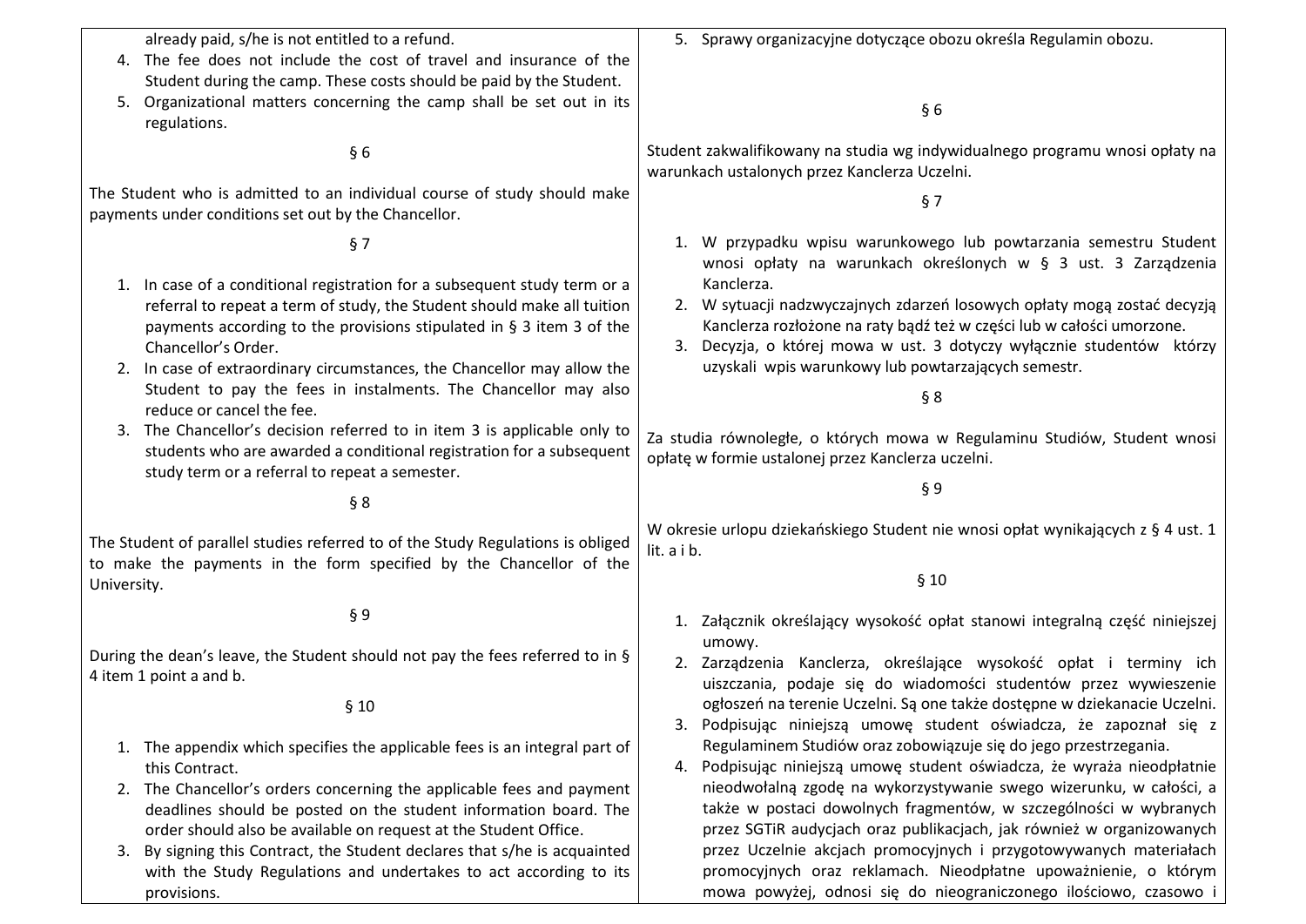already paid, s/he is not entitled to a refund.

4. The fee does not include the cost of travel and insurance of the Student during the camp. These costs should be paid by the Student.
5. Organizational matters concerning the camp shall be set out in its regulations.

§ 6

The Student who is admitted to an individual course of study should make payments under conditions set out by the Chancellor.

§ 7

1. In case of a conditional registration for a subsequent study term or a referral to repeat a term of study, the Student should make all tuition payments according to the provisions stipulated in § 3 item 3 of the Chancellor's Order.
2. In case of extraordinary circumstances, the Chancellor may allow the Student to pay the fees in instalments. The Chancellor may also reduce or cancel the fee.
3. The Chancellor's decision referred to in item 3 is applicable only to students who are awarded a conditional registration for a subsequent study term or a referral to repeat a semester.

§ 8

The Student of parallel studies referred to of the Study Regulations is obliged to make the payments in the form specified by the Chancellor of the University.

§ 9

During the dean's leave, the Student should not pay the fees referred to in § 4 item 1 point a and b.

§ 10

1. The appendix which specifies the applicable fees is an integral part of this Contract.
2. The Chancellor's orders concerning the applicable fees and payment deadlines should be posted on the student information board. The order should also be available on request at the Student Office.
3. By signing this Contract, the Student declares that s/he is acquainted with the Study Regulations and undertakes to act according to its provisions.

5. Sprawy organizacyjne dotyczące obozu określa Regulamin obozu.

§ 6

Student zakwalifikowany na studia wg indywidualnego programu wnosi opłaty na warunkach ustalonych przez Kanclerza Uczelni.

§ 7

1. W przypadku wpisu warunkowego lub powtarzania semestru Student wnosi opłaty na warunkach określonych w § 3 ust. 3 Zarządzenia Kanclerza.
2. W sytuacji nadzwyczajnych zdarzeń losowych opłaty mogą zostać decyzją Kanclerza rozłożone na raty bądź też w części lub w całości umorzone.
3. Decyzja, o której mowa w ust. 3 dotyczy wyłącznie studentów którzy uzyskali wpis warunkowy lub powtarzających semestr.

§ 8

Za studia równoległe, o których mowa w Regulaminu Studiów, Student wnosi opłatę w formie ustalonej przez Kanclerza uczelni.

§ 9

W okresie urlopu dziekańskiego Student nie wnosi opłat wynikających z § 4 ust. 1 lit. a i b.

§ 10

1. Załącznik określający wysokość opłat stanowi integralną część niniejszej umowy.
2. Zarządzenia Kanclerza, określające wysokość opłat i terminy ich uiszczania, podaje się do wiadomości studentów przez wywieszenie ogłoszeń na terenie Uczelni. Są one także dostępne w dziekanacie Uczelni.
3. Podpisując niniejszą umowę student oświadcza, że zapoznał się z Regulaminem Studiów oraz zobowiązuje się do jego przestrzegania.
4. Podpisując niniejszą umowę student oświadcza, że wyraża nieodpłatnie nieodwołalną zgodę na wykorzystywanie swego wizerunku, w całości, a także w postaci dowolnych fragmentów, w szczególności w wybranych przez SGTiR audycjach oraz publikacjach, jak również w organizowanych przez Uczelnie akcjach promocyjnych i przygotowywanych materiałach promocyjnych oraz reklamach. Nieodpłatne upoważnienie, o którym mowa powyżej, odnosi się do nieograniczonego ilościowo, czasowo i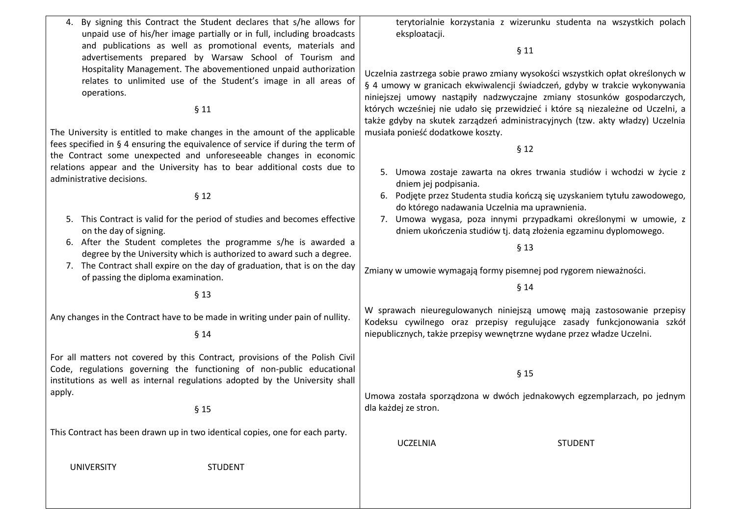4. By signing this Contract the Student declares that s/he allows for unpaid use of his/her image partially or in full, including broadcasts and publications as well as promotional events, materials and advertisements prepared by Warsaw School of Tourism and Hospitality Management. The abovementioned unpaid authorization relates to unlimited use of the Student's image in all areas of operations.

§ 11

The University is entitled to make changes in the amount of the applicable fees specified in § 4 ensuring the equivalence of service if during the term of the Contract some unexpected and unforeseeable changes in economic relations appear and the University has to bear additional costs due to administrative decisions.

§ 12

5. This Contract is valid for the period of studies and becomes effective on the day of signing.
6. After the Student completes the programme s/he is awarded a degree by the University which is authorized to award such a degree.
7. The Contract shall expire on the day of graduation, that is on the day of passing the diploma examination.

§ 13

Any changes in the Contract have to be made in writing under pain of nullity.

§ 14

For all matters not covered by this Contract, provisions of the Polish Civil Code, regulations governing the functioning of non-public educational institutions as well as internal regulations adopted by the University shall apply.

§ 15

This Contract has been drawn up in two identical copies, one for each party.

UNIVERSITY STUDENT

terytorialnie korzystania z wizerunku studenta na wszystkich polach eksploatacji.

§ 11

Uczelnia zastrzega sobie prawo zmiany wysokości wszystkich opłat określonych w § 4 umowy w granicach ekwiwalencji świadczeń, gdyby w trakcie wykonywania niniejszej umowy nastąpiły nadzwyczajne zmiany stosunków gospodarczych, których wcześniej nie udało się przewidzieć i które są niezależne od Uczelni, a także gdyby na skutek zarządzeń administracyjnych (tzw. akty władzy) Uczelnia musiała ponieść dodatkowe koszty.

§ 12

5. Umowa zostaje zawarta na okres trwania studiów i wchodzi w życie z dniem jej podpisania.
6. Podjęte przez Studenta studia kończą się uzyskaniem tytułu zawodowego, do którego nadawania Uczelnia ma uprawnienia.
7. Umowa wygasa, poza innymi przypadkami określonymi w umowie, z dniem ukończenia studiów tj. datą złożenia egzaminu dyplomowego.

§ 13

Zmiany w umowie wymagają formy pisemnej pod rygorem nieważności.

§ 14

W sprawach nieuregulowanych niniejszą umową mają zastosowanie przepisy Kodeksu cywilnego oraz przepisy regulujące zasady funkcjonowania szkół niepublicznych, także przepisy wewnętrzne wydane przez władze Uczelni.

§ 15

Umowa została sporządzona w dwóch jednakowych egzemplarzach, po jednym dla każdej ze stron.

UCZELNIA STUDENT